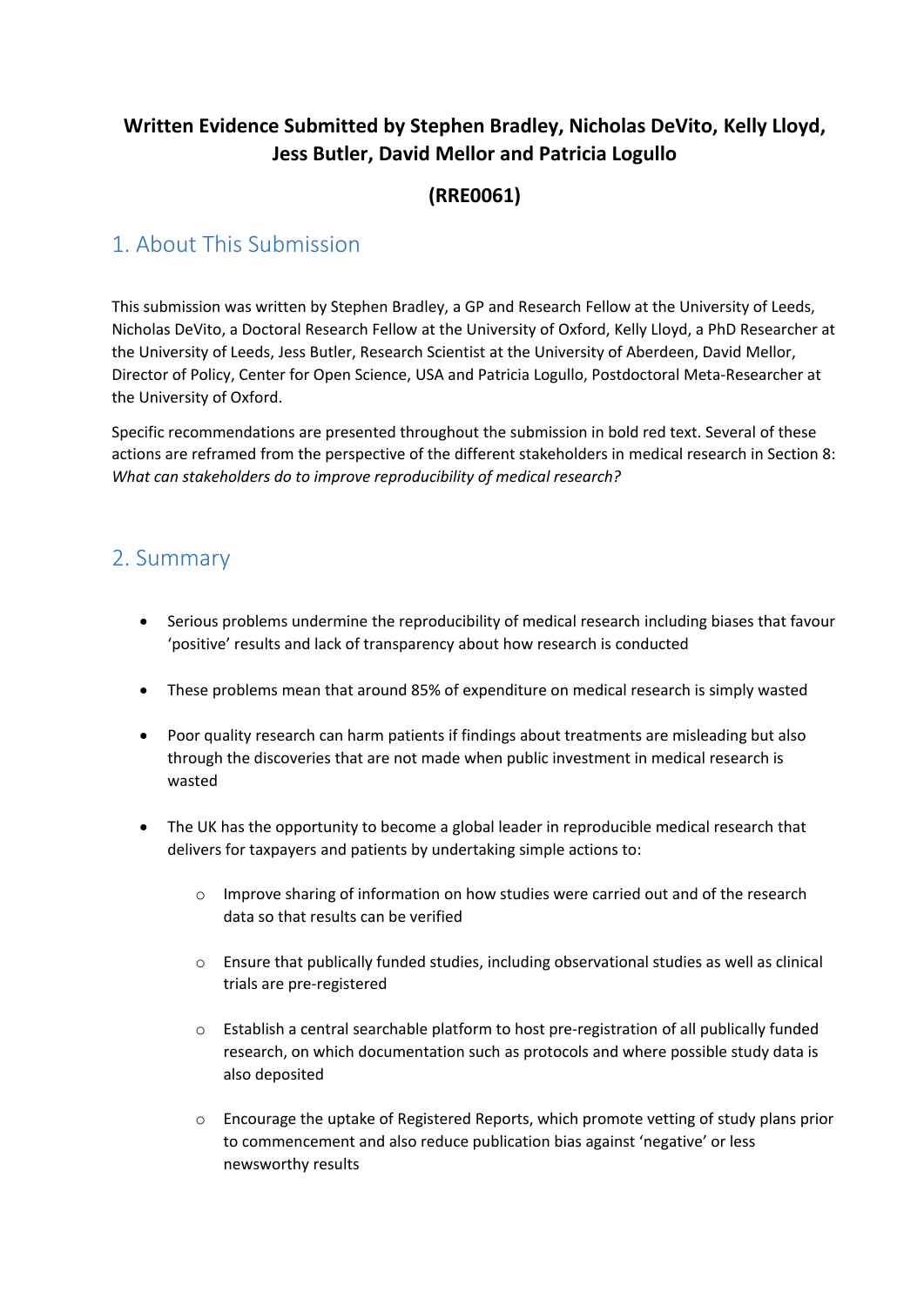# Written Evidence Submitted by Stephen Bradley, Nicholas DeVito, Kelly Lloyd, Jess Butler, David Mellor and Patricia Logullo

**(RRE0061)**

## 1. About This Submission

This submission was written by Stephen Bradley, a GP and Research Fellow at the University of Leeds, Nicholas DeVito, a Doctoral Research Fellow at the University of Oxford, Kelly Lloyd, a PhD Researcher at the University of Leeds, Jess Butler, Research Scientist at the University of Aberdeen, David Mellor, Director of Policy, Center for Open Science, USA and Patricia Logullo, Postdoctoral Meta-Researcher at the University of Oxford.

Specific recommendations are presented throughout the submission in bold red text. Several of these actions are reframed from the perspective of the different stakeholders in medical research in Section 8: *What can stakeholders do to improve reproducibility of medical research?*

## 2. Summary

- Serious problems undermine the reproducibility of medical research including biases that favour 'positive' results and lack of transparency about how research is conducted
- These problems mean that around 85% of expenditure on medical research is simply wasted
- Poor quality research can harm patients if findings about treatments are misleading but also through the discoveries that are not made when public investment in medical research is wasted
- The UK has the opportunity to become a global leader in reproducible medical research that delivers for taxpayers and patients by undertaking simple actions to:
    - Improve sharing of information on how studies were carried out and of the research data so that results can be verified
    - Ensure that publically funded studies, including observational studies as well as clinical trials are pre-registered
    - Establish a central searchable platform to host pre-registration of all publically funded research, on which documentation such as protocols and where possible study data is also deposited
    - Encourage the uptake of Registered Reports, which promote vetting of study plans prior to commencement and also reduce publication bias against 'negative' or less newsworthy results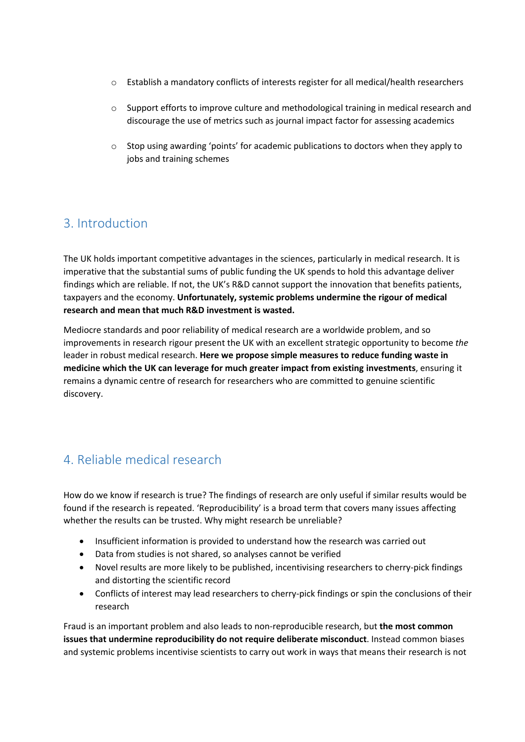- Establish a mandatory conflicts of interests register for all medical/health researchers
- Support efforts to improve culture and methodological training in medical research and discourage the use of metrics such as journal impact factor for assessing academics
- Stop using awarding 'points' for academic publications to doctors when they apply to jobs and training schemes

## 3. Introduction

The UK holds important competitive advantages in the sciences, particularly in medical research. It is imperative that the substantial sums of public funding the UK spends to hold this advantage deliver findings which are reliable. If not, the UK's R&D cannot support the innovation that benefits patients, taxpayers and the economy. **Unfortunately, systemic problems undermine the rigour of medical research and mean that much R&D investment is wasted.**

Mediocre standards and poor reliability of medical research are a worldwide problem, and so improvements in research rigour present the UK with an excellent strategic opportunity to become *the* leader in robust medical research. **Here we propose simple measures to reduce funding waste in medicine which the UK can leverage for much greater impact from existing investments**, ensuring it remains a dynamic centre of research for researchers who are committed to genuine scientific discovery.

## 4. Reliable medical research

How do we know if research is true? The findings of research are only useful if similar results would be found if the research is repeated. 'Reproducibility' is a broad term that covers many issues affecting whether the results can be trusted. Why might research be unreliable?

- Insufficient information is provided to understand how the research was carried out
- Data from studies is not shared, so analyses cannot be verified
- Novel results are more likely to be published, incentivising researchers to cherry-pick findings and distorting the scientific record
- Conflicts of interest may lead researchers to cherry-pick findings or spin the conclusions of their research

Fraud is an important problem and also leads to non-reproducible research, but **the most common issues that undermine reproducibility do not require deliberate misconduct**. Instead common biases and systemic problems incentivise scientists to carry out work in ways that means their research is not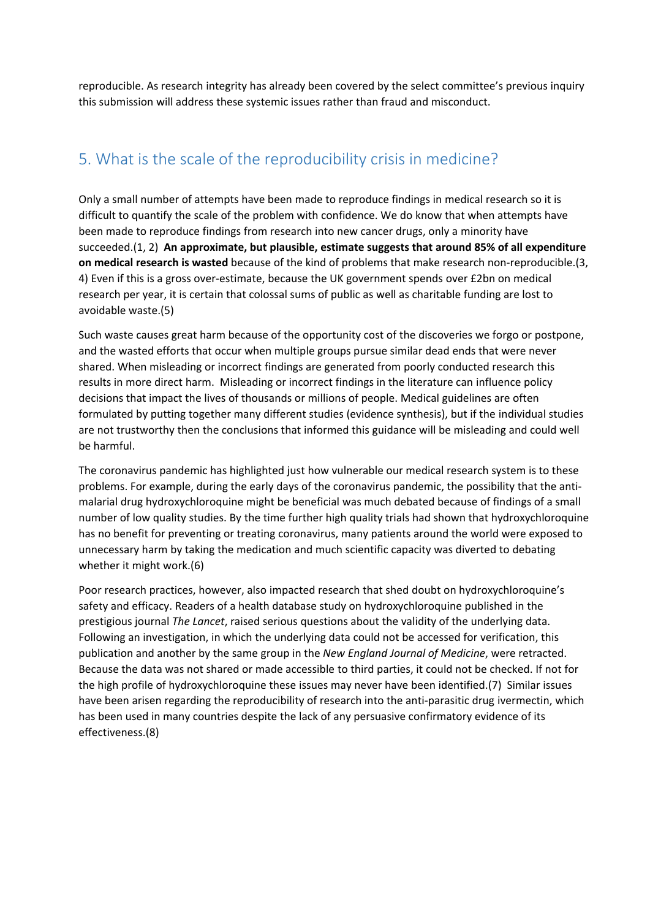reproducible. As research integrity has already been covered by the select committee's previous inquiry this submission will address these systemic issues rather than fraud and misconduct.

## 5. What is the scale of the reproducibility crisis in medicine?

Only a small number of attempts have been made to reproduce findings in medical research so it is difficult to quantify the scale of the problem with confidence. We do know that when attempts have been made to reproduce findings from research into new cancer drugs, only a minority have succeeded.(1, 2) **An approximate, but plausible, estimate suggests that around 85% of all expenditure on medical research is wasted** because of the kind of problems that make research non-reproducible.(3, 4) Even if this is a gross over-estimate, because the UK government spends over £2bn on medical research per year, it is certain that colossal sums of public as well as charitable funding are lost to avoidable waste.(5)

Such waste causes great harm because of the opportunity cost of the discoveries we forgo or postpone, and the wasted efforts that occur when multiple groups pursue similar dead ends that were never shared. When misleading or incorrect findings are generated from poorly conducted research this results in more direct harm. Misleading or incorrect findings in the literature can influence policy decisions that impact the lives of thousands or millions of people. Medical guidelines are often formulated by putting together many different studies (evidence synthesis), but if the individual studies are not trustworthy then the conclusions that informed this guidance will be misleading and could well be harmful.

The coronavirus pandemic has highlighted just how vulnerable our medical research system is to these problems. For example, during the early days of the coronavirus pandemic, the possibility that the anti-malarial drug hydroxychloroquine might be beneficial was much debated because of findings of a small number of low quality studies. By the time further high quality trials had shown that hydroxychloroquine has no benefit for preventing or treating coronavirus, many patients around the world were exposed to unnecessary harm by taking the medication and much scientific capacity was diverted to debating whether it might work.(6)

Poor research practices, however, also impacted research that shed doubt on hydroxychloroquine's safety and efficacy. Readers of a health database study on hydroxychloroquine published in the prestigious journal *The Lancet*, raised serious questions about the validity of the underlying data. Following an investigation, in which the underlying data could not be accessed for verification, this publication and another by the same group in the *New England Journal of Medicine*, were retracted. Because the data was not shared or made accessible to third parties, it could not be checked. If not for the high profile of hydroxychloroquine these issues may never have been identified.(7) Similar issues have been arisen regarding the reproducibility of research into the anti-parasitic drug ivermectin, which has been used in many countries despite the lack of any persuasive confirmatory evidence of its effectiveness.(8)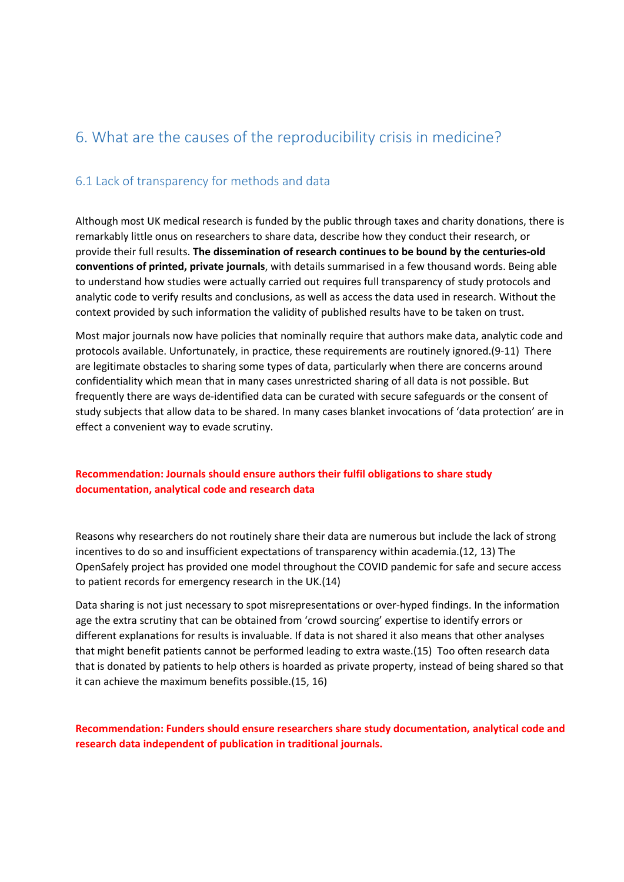# 6. What are the causes of the reproducibility crisis in medicine?

## 6.1 Lack of transparency for methods and data

Although most UK medical research is funded by the public through taxes and charity donations, there is remarkably little onus on researchers to share data, describe how they conduct their research, or provide their full results. **The dissemination of research continues to be bound by the centuries-old conventions of printed, private journals**, with details summarised in a few thousand words. Being able to understand how studies were actually carried out requires full transparency of study protocols and analytic code to verify results and conclusions, as well as access the data used in research. Without the context provided by such information the validity of published results have to be taken on trust.

Most major journals now have policies that nominally require that authors make data, analytic code and protocols available. Unfortunately, in practice, these requirements are routinely ignored.(9-11) There are legitimate obstacles to sharing some types of data, particularly when there are concerns around confidentiality which mean that in many cases unrestricted sharing of all data is not possible. But frequently there are ways de-identified data can be curated with secure safeguards or the consent of study subjects that allow data to be shared. In many cases blanket invocations of 'data protection' are in effect a convenient way to evade scrutiny.

**Recommendation: Journals should ensure authors their fulfil obligations to share study documentation, analytical code and research data**

Reasons why researchers do not routinely share their data are numerous but include the lack of strong incentives to do so and insufficient expectations of transparency within academia.(12, 13) The OpenSafely project has provided one model throughout the COVID pandemic for safe and secure access to patient records for emergency research in the UK.(14)

Data sharing is not just necessary to spot misrepresentations or over-hyped findings. In the information age the extra scrutiny that can be obtained from 'crowd sourcing' expertise to identify errors or different explanations for results is invaluable. If data is not shared it also means that other analyses that might benefit patients cannot be performed leading to extra waste.(15) Too often research data that is donated by patients to help others is hoarded as private property, instead of being shared so that it can achieve the maximum benefits possible.(15, 16)

**Recommendation: Funders should ensure researchers share study documentation, analytical code and research data independent of publication in traditional journals.**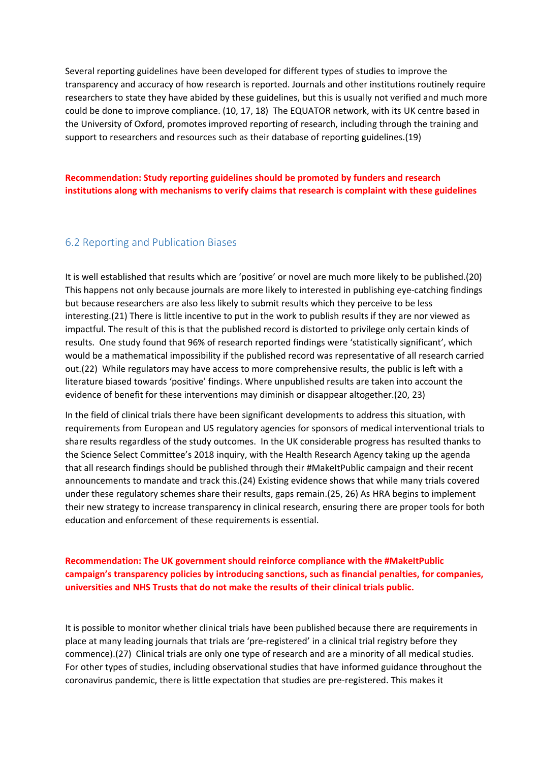Several reporting guidelines have been developed for different types of studies to improve the transparency and accuracy of how research is reported. Journals and other institutions routinely require researchers to state they have abided by these guidelines, but this is usually not verified and much more could be done to improve compliance. (10, 17, 18) The EQUATOR network, with its UK centre based in the University of Oxford, promotes improved reporting of research, including through the training and support to researchers and resources such as their database of reporting guidelines.(19)

**Recommendation: Study reporting guidelines should be promoted by funders and research institutions along with mechanisms to verify claims that research is complaint with these guidelines**

## 6.2 Reporting and Publication Biases

It is well established that results which are 'positive' or novel are much more likely to be published.(20) This happens not only because journals are more likely to interested in publishing eye-catching findings but because researchers are also less likely to submit results which they perceive to be less interesting.(21) There is little incentive to put in the work to publish results if they are nor viewed as impactful. The result of this is that the published record is distorted to privilege only certain kinds of results. One study found that 96% of research reported findings were 'statistically significant', which would be a mathematical impossibility if the published record was representative of all research carried out.(22) While regulators may have access to more comprehensive results, the public is left with a literature biased towards 'positive' findings. Where unpublished results are taken into account the evidence of benefit for these interventions may diminish or disappear altogether.(20, 23)

In the field of clinical trials there have been significant developments to address this situation, with requirements from European and US regulatory agencies for sponsors of medical interventional trials to share results regardless of the study outcomes. In the UK considerable progress has resulted thanks to the Science Select Committee's 2018 inquiry, with the Health Research Agency taking up the agenda that all research findings should be published through their #MakeItPublic campaign and their recent announcements to mandate and track this.(24) Existing evidence shows that while many trials covered under these regulatory schemes share their results, gaps remain.(25, 26) As HRA begins to implement their new strategy to increase transparency in clinical research, ensuring there are proper tools for both education and enforcement of these requirements is essential.

**Recommendation: The UK government should reinforce compliance with the #MakeItPublic campaign's transparency policies by introducing sanctions, such as financial penalties, for companies, universities and NHS Trusts that do not make the results of their clinical trials public.**

It is possible to monitor whether clinical trials have been published because there are requirements in place at many leading journals that trials are 'pre-registered' in a clinical trial registry before they commence).(27) Clinical trials are only one type of research and are a minority of all medical studies. For other types of studies, including observational studies that have informed guidance throughout the coronavirus pandemic, there is little expectation that studies are pre-registered. This makes it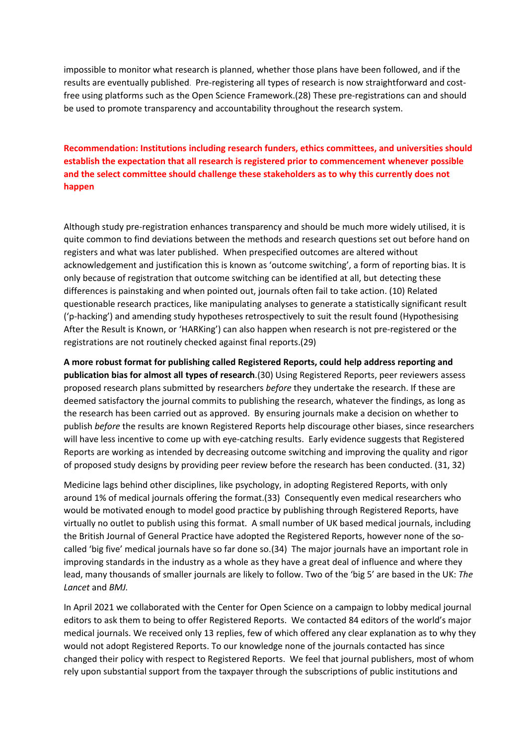impossible to monitor what research is planned, whether those plans have been followed, and if the results are eventually published. Pre-registering all types of research is now straightforward and cost-free using platforms such as the Open Science Framework.(28) These pre-registrations can and should be used to promote transparency and accountability throughout the research system.

**Recommendation: Institutions including research funders, ethics committees, and universities should establish the expectation that all research is registered prior to commencement whenever possible and the select committee should challenge these stakeholders as to why this currently does not happen**

Although study pre-registration enhances transparency and should be much more widely utilised, it is quite common to find deviations between the methods and research questions set out before hand on registers and what was later published. When prespecified outcomes are altered without acknowledgement and justification this is known as 'outcome switching', a form of reporting bias. It is only because of registration that outcome switching can be identified at all, but detecting these differences is painstaking and when pointed out, journals often fail to take action. (10) Related questionable research practices, like manipulating analyses to generate a statistically significant result ('p-hacking') and amending study hypotheses retrospectively to suit the result found (Hypothesising After the Result is Known, or 'HARKing') can also happen when research is not pre-registered or the registrations are not routinely checked against final reports.(29)

**A more robust format for publishing called Registered Reports, could help address reporting and publication bias for almost all types of research**.(30) Using Registered Reports, peer reviewers assess proposed research plans submitted by researchers *before* they undertake the research. If these are deemed satisfactory the journal commits to publishing the research, whatever the findings, as long as the research has been carried out as approved. By ensuring journals make a decision on whether to publish *before* the results are known Registered Reports help discourage other biases, since researchers will have less incentive to come up with eye-catching results. Early evidence suggests that Registered Reports are working as intended by decreasing outcome switching and improving the quality and rigor of proposed study designs by providing peer review before the research has been conducted. (31, 32)

Medicine lags behind other disciplines, like psychology, in adopting Registered Reports, with only around 1% of medical journals offering the format.(33) Consequently even medical researchers who would be motivated enough to model good practice by publishing through Registered Reports, have virtually no outlet to publish using this format. A small number of UK based medical journals, including the British Journal of General Practice have adopted the Registered Reports, however none of the so-called 'big five' medical journals have so far done so.(34) The major journals have an important role in improving standards in the industry as a whole as they have a great deal of influence and where they lead, many thousands of smaller journals are likely to follow. Two of the 'big 5' are based in the UK: *The Lancet* and *BMJ.*

In April 2021 we collaborated with the Center for Open Science on a campaign to lobby medical journal editors to ask them to being to offer Registered Reports. We contacted 84 editors of the world's major medical journals. We received only 13 replies, few of which offered any clear explanation as to why they would not adopt Registered Reports. To our knowledge none of the journals contacted has since changed their policy with respect to Registered Reports. We feel that journal publishers, most of whom rely upon substantial support from the taxpayer through the subscriptions of public institutions and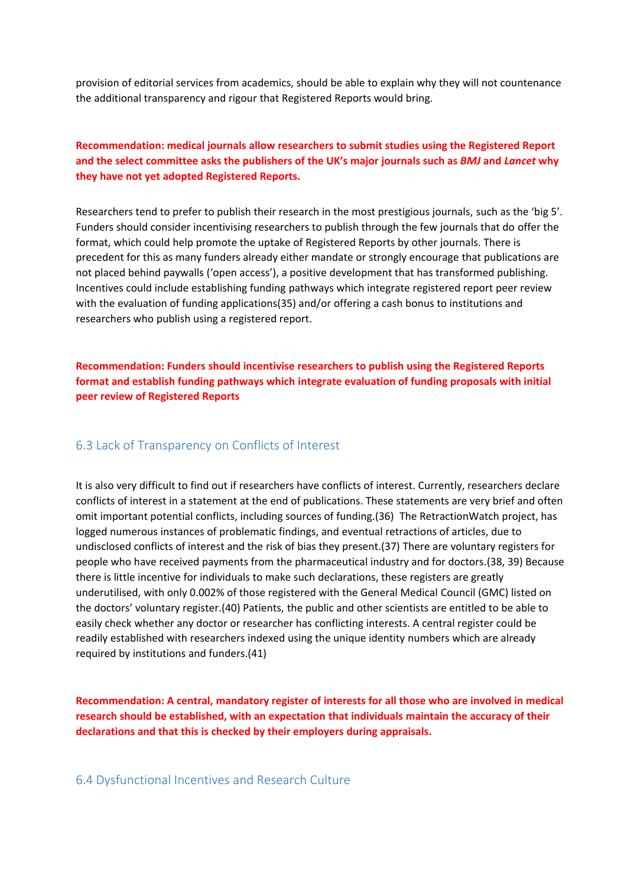provision of editorial services from academics, should be able to explain why they will not countenance the additional transparency and rigour that Registered Reports would bring.

**Recommendation: medical journals allow researchers to submit studies using the Registered Report and the select committee asks the publishers of the UK's major journals such as *BMJ* and *Lancet* why they have not yet adopted Registered Reports.**

Researchers tend to prefer to publish their research in the most prestigious journals, such as the 'big 5'. Funders should consider incentivising researchers to publish through the few journals that do offer the format, which could help promote the uptake of Registered Reports by other journals. There is precedent for this as many funders already either mandate or strongly encourage that publications are not placed behind paywalls ('open access'), a positive development that has transformed publishing. Incentives could include establishing funding pathways which integrate registered report peer review with the evaluation of funding applications(35) and/or offering a cash bonus to institutions and researchers who publish using a registered report.

**Recommendation: Funders should incentivise researchers to publish using the Registered Reports format and establish funding pathways which integrate evaluation of funding proposals with initial peer review of Registered Reports**

## 6.3 Lack of Transparency on Conflicts of Interest

It is also very difficult to find out if researchers have conflicts of interest. Currently, researchers declare conflicts of interest in a statement at the end of publications. These statements are very brief and often omit important potential conflicts, including sources of funding.(36) The RetractionWatch project, has logged numerous instances of problematic findings, and eventual retractions of articles, due to undisclosed conflicts of interest and the risk of bias they present.(37) There are voluntary registers for people who have received payments from the pharmaceutical industry and for doctors.(38, 39) Because there is little incentive for individuals to make such declarations, these registers are greatly underutilised, with only 0.002% of those registered with the General Medical Council (GMC) listed on the doctors' voluntary register.(40) Patients, the public and other scientists are entitled to be able to easily check whether any doctor or researcher has conflicting interests. A central register could be readily established with researchers indexed using the unique identity numbers which are already required by institutions and funders.(41)

**Recommendation: A central, mandatory register of interests for all those who are involved in medical research should be established, with an expectation that individuals maintain the accuracy of their declarations and that this is checked by their employers during appraisals.**

## 6.4 Dysfunctional Incentives and Research Culture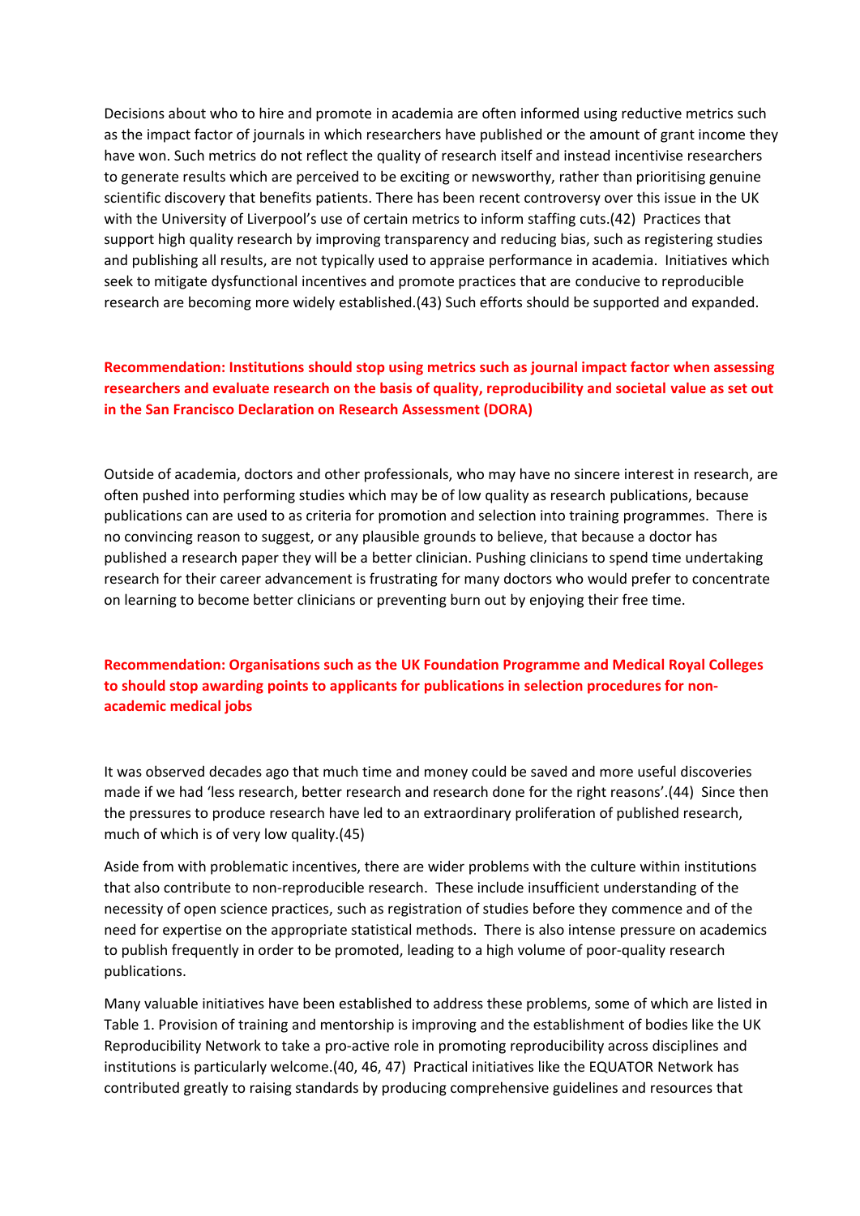Decisions about who to hire and promote in academia are often informed using reductive metrics such as the impact factor of journals in which researchers have published or the amount of grant income they have won. Such metrics do not reflect the quality of research itself and instead incentivise researchers to generate results which are perceived to be exciting or newsworthy, rather than prioritising genuine scientific discovery that benefits patients. There has been recent controversy over this issue in the UK with the University of Liverpool's use of certain metrics to inform staffing cuts.(42) Practices that support high quality research by improving transparency and reducing bias, such as registering studies and publishing all results, are not typically used to appraise performance in academia. Initiatives which seek to mitigate dysfunctional incentives and promote practices that are conducive to reproducible research are becoming more widely established.(43) Such efforts should be supported and expanded.

**Recommendation: Institutions should stop using metrics such as journal impact factor when assessing researchers and evaluate research on the basis of quality, reproducibility and societal value as set out in the San Francisco Declaration on Research Assessment (DORA)**

Outside of academia, doctors and other professionals, who may have no sincere interest in research, are often pushed into performing studies which may be of low quality as research publications, because publications can are used to as criteria for promotion and selection into training programmes. There is no convincing reason to suggest, or any plausible grounds to believe, that because a doctor has published a research paper they will be a better clinician. Pushing clinicians to spend time undertaking research for their career advancement is frustrating for many doctors who would prefer to concentrate on learning to become better clinicians or preventing burn out by enjoying their free time.

**Recommendation: Organisations such as the UK Foundation Programme and Medical Royal Colleges to should stop awarding points to applicants for publications in selection procedures for non-academic medical jobs**

It was observed decades ago that much time and money could be saved and more useful discoveries made if we had 'less research, better research and research done for the right reasons'.(44) Since then the pressures to produce research have led to an extraordinary proliferation of published research, much of which is of very low quality.(45)

Aside from with problematic incentives, there are wider problems with the culture within institutions that also contribute to non-reproducible research. These include insufficient understanding of the necessity of open science practices, such as registration of studies before they commence and of the need for expertise on the appropriate statistical methods. There is also intense pressure on academics to publish frequently in order to be promoted, leading to a high volume of poor-quality research publications.

Many valuable initiatives have been established to address these problems, some of which are listed in Table 1. Provision of training and mentorship is improving and the establishment of bodies like the UK Reproducibility Network to take a pro-active role in promoting reproducibility across disciplines and institutions is particularly welcome.(40, 46, 47) Practical initiatives like the EQUATOR Network has contributed greatly to raising standards by producing comprehensive guidelines and resources that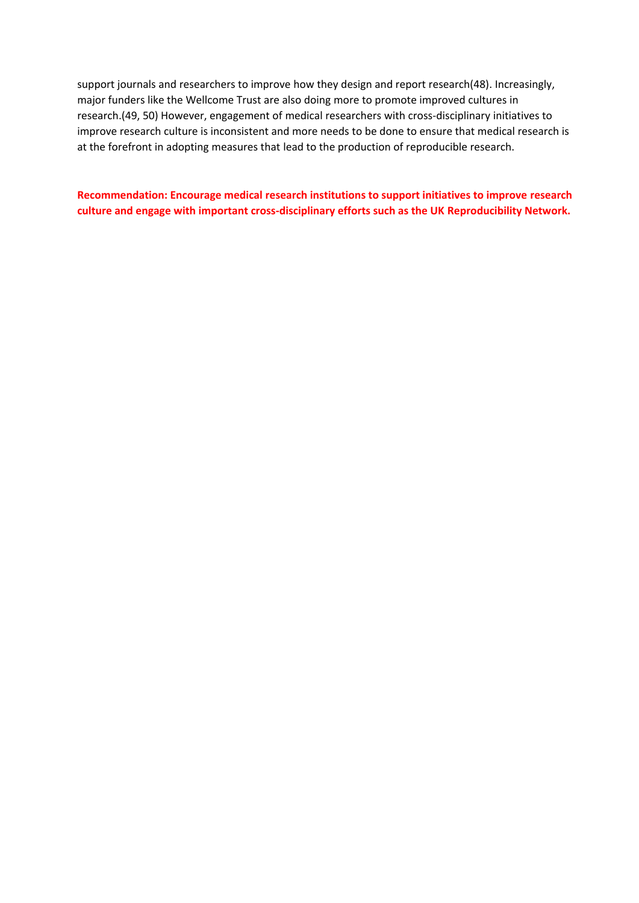support journals and researchers to improve how they design and report research(48). Increasingly, major funders like the Wellcome Trust are also doing more to promote improved cultures in research.(49, 50) However, engagement of medical researchers with cross-disciplinary initiatives to improve research culture is inconsistent and more needs to be done to ensure that medical research is at the forefront in adopting measures that lead to the production of reproducible research.

**Recommendation: Encourage medical research institutions to support initiatives to improve research culture and engage with important cross-disciplinary efforts such as the UK Reproducibility Network.**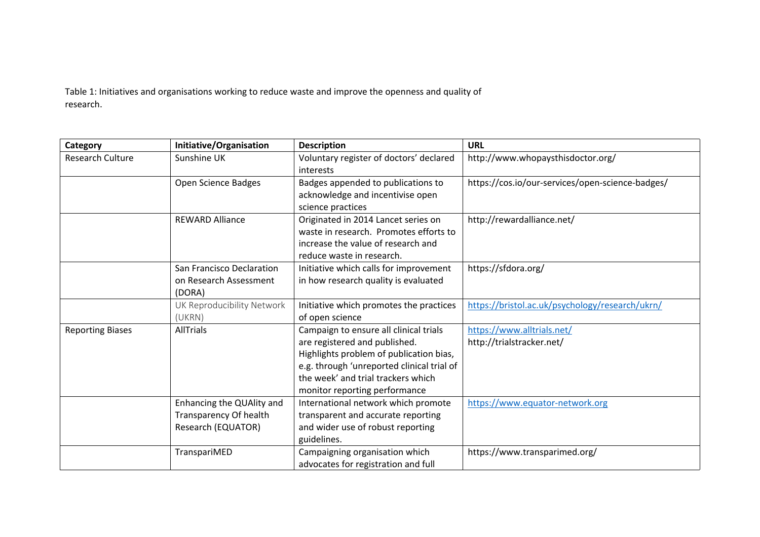Table 1: Initiatives and organisations working to reduce waste and improve the openness and quality of research.

| Category | Initiative/Organisation | Description | URL |
|---|---|---|---|
| Research Culture | Sunshine UK | Voluntary register of doctors' declared interests | http://www.whopaysthisdoctor.org/ |
| | Open Science Badges | Badges appended to publications to acknowledge and incentivise open science practices | https://cos.io/our-services/open-science-badges/ |
| | REWARD Alliance | Originated in 2014 Lancet series on waste in research. Promotes efforts to increase the value of research and reduce waste in research. | http://rewardalliance.net/ |
| | San Francisco Declaration on Research Assessment (DORA) | Initiative which calls for improvement in how research quality is evaluated | https://sfdora.org/ |
| | UK Reproducibility Network (UKRN) | Initiative which promotes the practices of open science | https://bristol.ac.uk/psychology/research/ukrn/ |
| Reporting Biases | AllTrials | Campaign to ensure all clinical trials are registered and published. Highlights problem of publication bias, e.g. through 'unreported clinical trial of the week' and trial trackers which monitor reporting performance | https://www.alltrials.net/ http://trialstracker.net/ |
| | Enhancing the QUAlity and Transparency Of health Research (EQUATOR) | International network which promote transparent and accurate reporting and wider use of robust reporting guidelines. | https://www.equator-network.org |
| | TranspariMED | Campaigning organisation which advocates for registration and full | https://www.transparimed.org/ |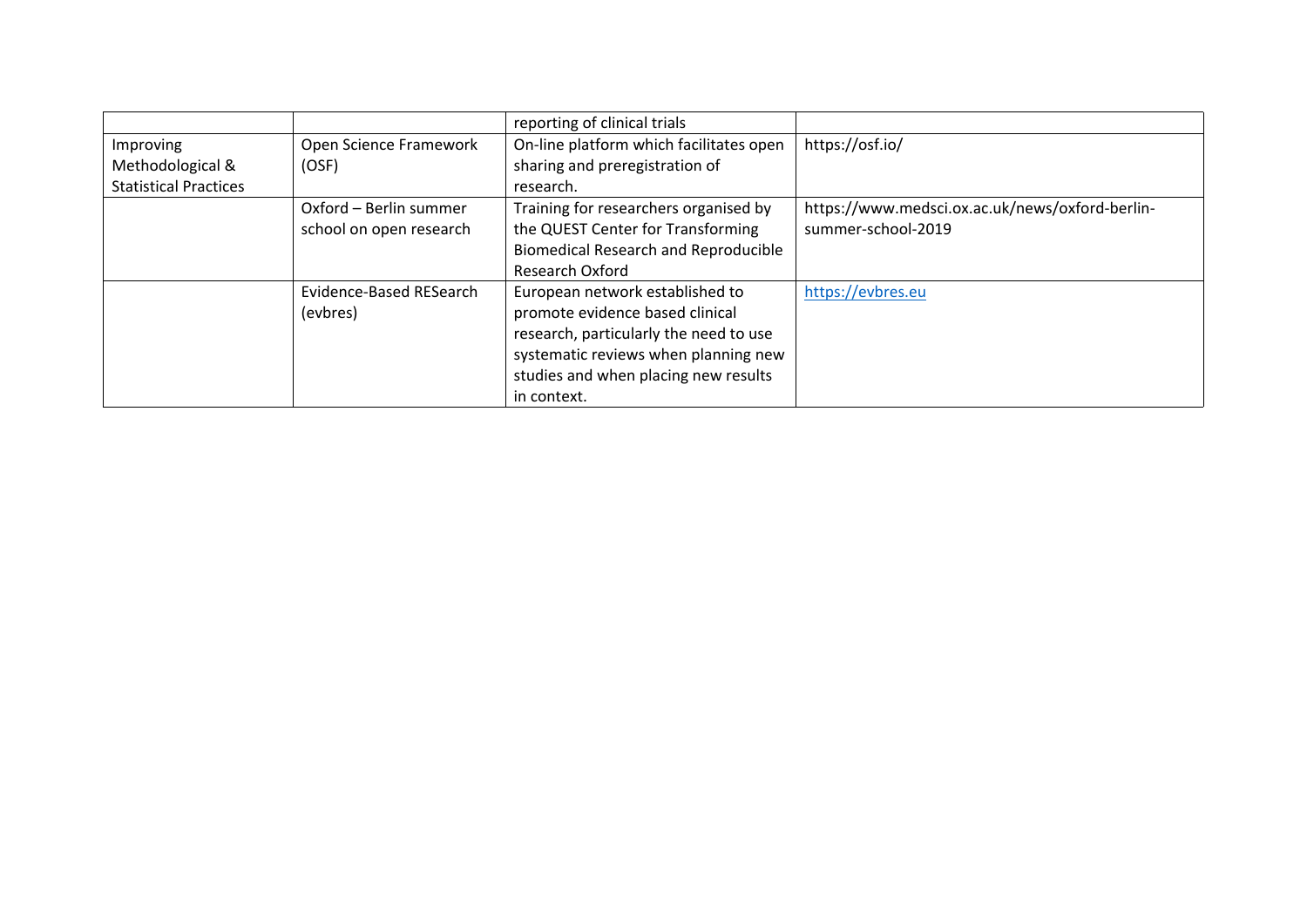| | | reporting of clinical trials | |
|---|---|---|---|
| Improving Methodological & Statistical Practices | Open Science Framework (OSF) | On-line platform which facilitates open sharing and preregistration of research. | https://osf.io/ |
| | Oxford – Berlin summer school on open research | Training for researchers organised by the QUEST Center for Transforming Biomedical Research and Reproducible Research Oxford | https://www.medsci.ox.ac.uk/news/oxford-berlin-summer-school-2019 |
| | Evidence-Based RESearch (evbres) | European network established to promote evidence based clinical research, particularly the need to use systematic reviews when planning new studies and when placing new results in context. | https://evbres.eu |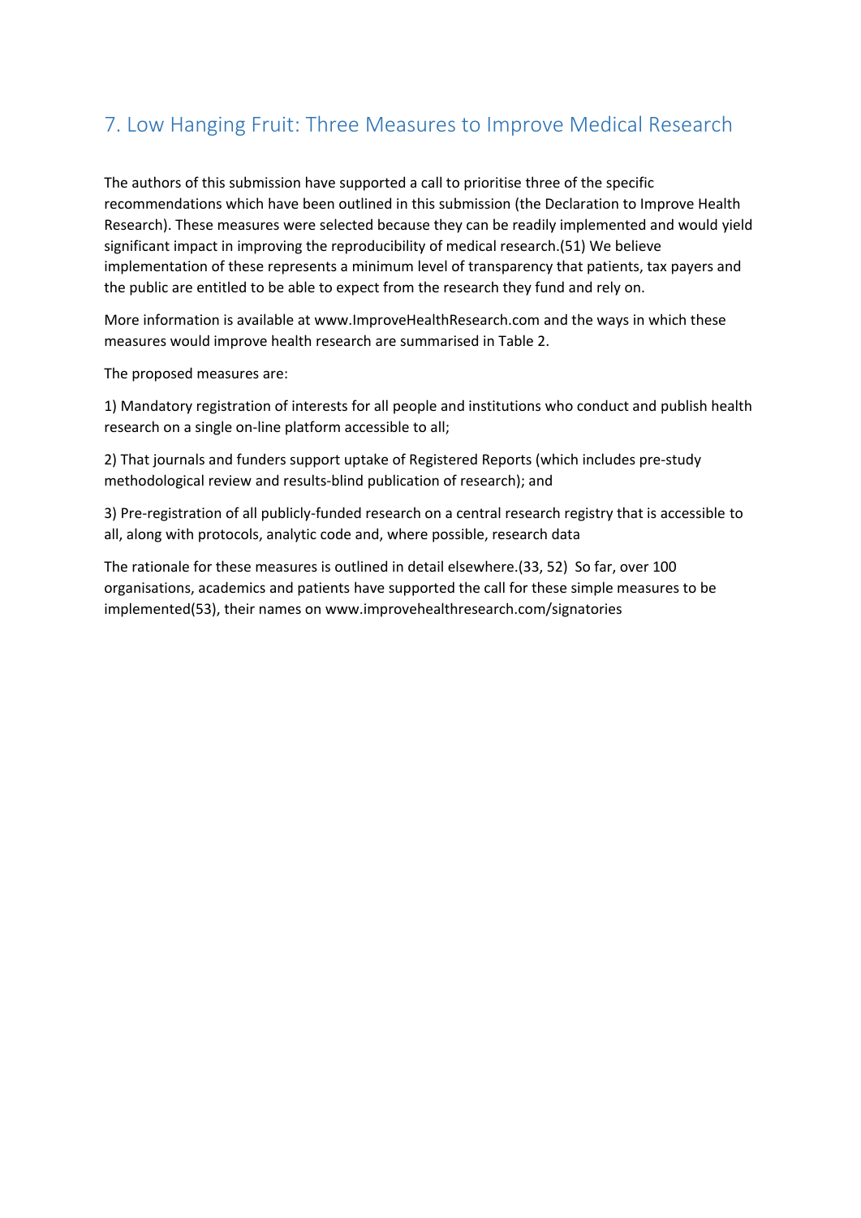## 7. Low Hanging Fruit: Three Measures to Improve Medical Research

The authors of this submission have supported a call to prioritise three of the specific recommendations which have been outlined in this submission (the Declaration to Improve Health Research). These measures were selected because they can be readily implemented and would yield significant impact in improving the reproducibility of medical research.(51) We believe implementation of these represents a minimum level of transparency that patients, tax payers and the public are entitled to be able to expect from the research they fund and rely on.

More information is available at www.ImproveHealthResearch.com and the ways in which these measures would improve health research are summarised in Table 2.

The proposed measures are:

1) Mandatory registration of interests for all people and institutions who conduct and publish health research on a single on-line platform accessible to all;

2) That journals and funders support uptake of Registered Reports (which includes pre-study methodological review and results-blind publication of research); and

3) Pre-registration of all publicly-funded research on a central research registry that is accessible to all, along with protocols, analytic code and, where possible, research data

The rationale for these measures is outlined in detail elsewhere.(33, 52) So far, over 100 organisations, academics and patients have supported the call for these simple measures to be implemented(53), their names on www.improvehealthresearch.com/signatories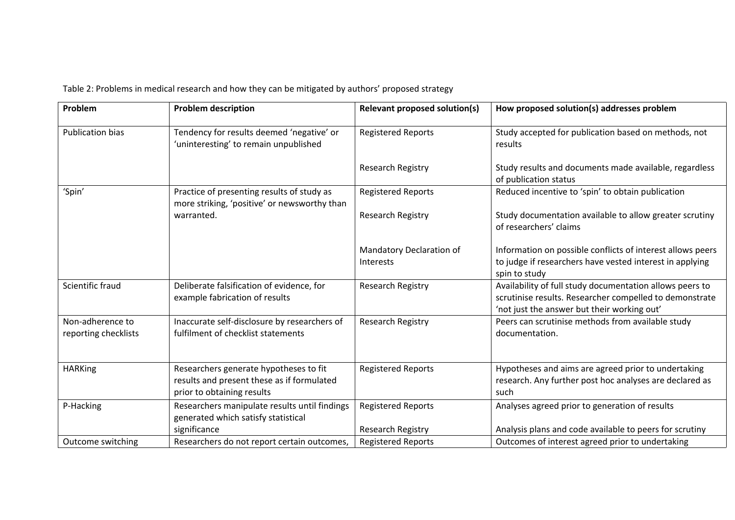Table 2: Problems in medical research and how they can be mitigated by authors' proposed strategy

| Problem | Problem description | Relevant proposed solution(s) | How proposed solution(s) addresses problem |
|---|---|---|---|
| Publication bias | Tendency for results deemed 'negative' or 'uninteresting' to remain unpublished | Registered Reports | Study accepted for publication based on methods, not results |
| | | Research Registry | Study results and documents made available, regardless of publication status |
| 'Spin' | Practice of presenting results of study as more striking, 'positive' or newsworthy than warranted. | Registered Reports | Reduced incentive to 'spin' to obtain publication |
| | | Research Registry | Study documentation available to allow greater scrutiny of researchers' claims |
| | | Mandatory Declaration of Interests | Information on possible conflicts of interest allows peers to judge if researchers have vested interest in applying spin to study |
| Scientific fraud | Deliberate falsification of evidence, for example fabrication of results | Research Registry | Availability of full study documentation allows peers to scrutinise results. Researcher compelled to demonstrate 'not just the answer but their working out' |
| Non-adherence to reporting checklists | Inaccurate self-disclosure by researchers of fulfilment of checklist statements | Research Registry | Peers can scrutinise methods from available study documentation. |
| HARKing | Researchers generate hypotheses to fit results and present these as if formulated prior to obtaining results | Registered Reports | Hypotheses and aims are agreed prior to undertaking research. Any further post hoc analyses are declared as such |
| P-Hacking | Researchers manipulate results until findings generated which satisfy statistical significance | Registered Reports | Analyses agreed prior to generation of results |
| | | Research Registry | Analysis plans and code available to peers for scrutiny |
| Outcome switching | Researchers do not report certain outcomes, | Registered Reports | Outcomes of interest agreed prior to undertaking |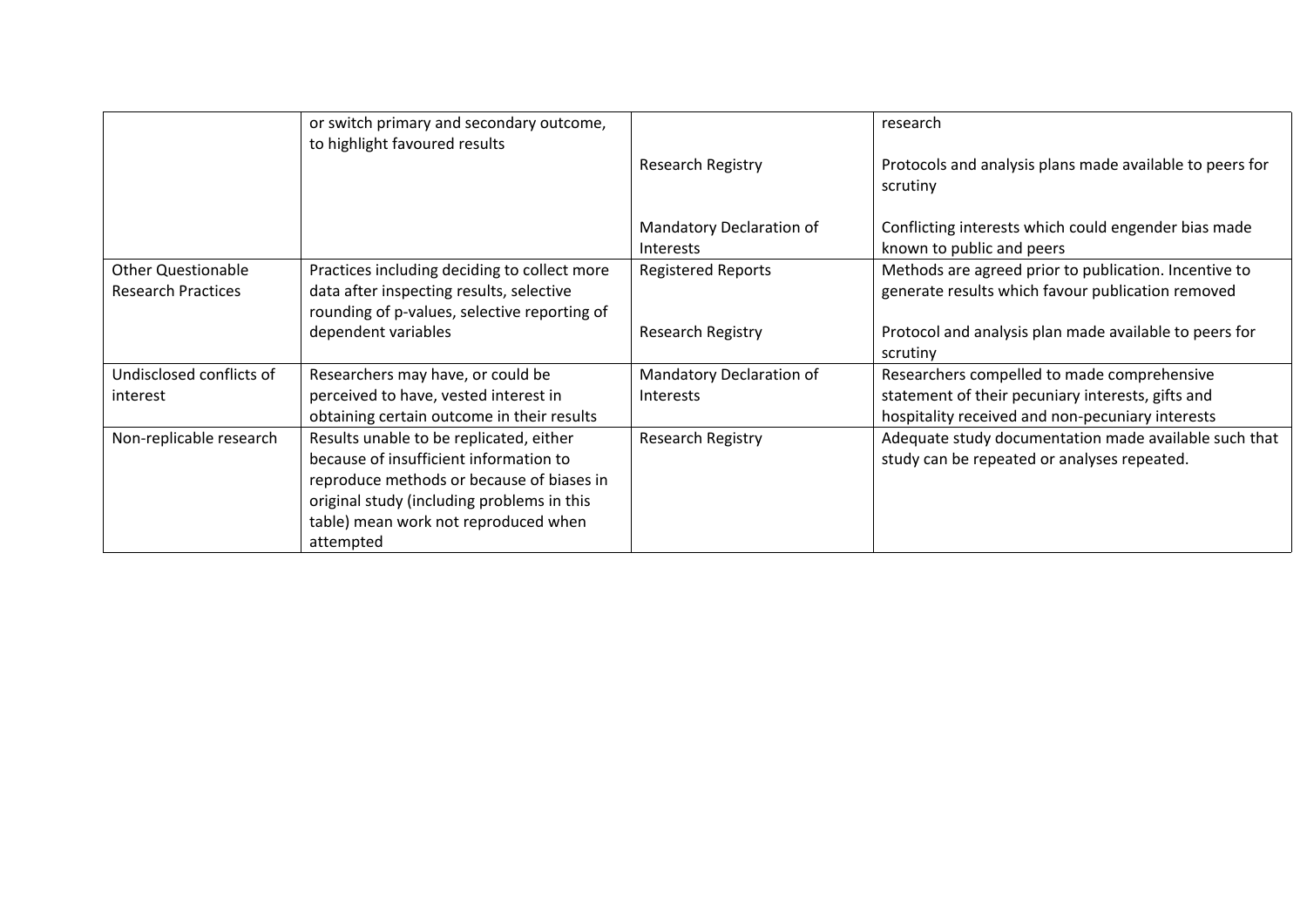| | | | |
|---|---|---|---|
| | or switch primary and secondary outcome, to highlight favoured results | | research |
| | | Research Registry | Protocols and analysis plans made available to peers for scrutiny |
| | | Mandatory Declaration of Interests | Conflicting interests which could engender bias made known to public and peers |
| Other Questionable Research Practices | Practices including deciding to collect more data after inspecting results, selective rounding of p-values, selective reporting of dependent variables | Registered Reports | Methods are agreed prior to publication. Incentive to generate results which favour publication removed |
| | | Research Registry | Protocol and analysis plan made available to peers for scrutiny |
| Undisclosed conflicts of interest | Researchers may have, or could be perceived to have, vested interest in obtaining certain outcome in their results | Mandatory Declaration of Interests | Researchers compelled to made comprehensive statement of their pecuniary interests, gifts and hospitality received and non-pecuniary interests |
| Non-replicable research | Results unable to be replicated, either because of insufficient information to reproduce methods or because of biases in original study (including problems in this table) mean work not reproduced when attempted | Research Registry | Adequate study documentation made available such that study can be repeated or analyses repeated. |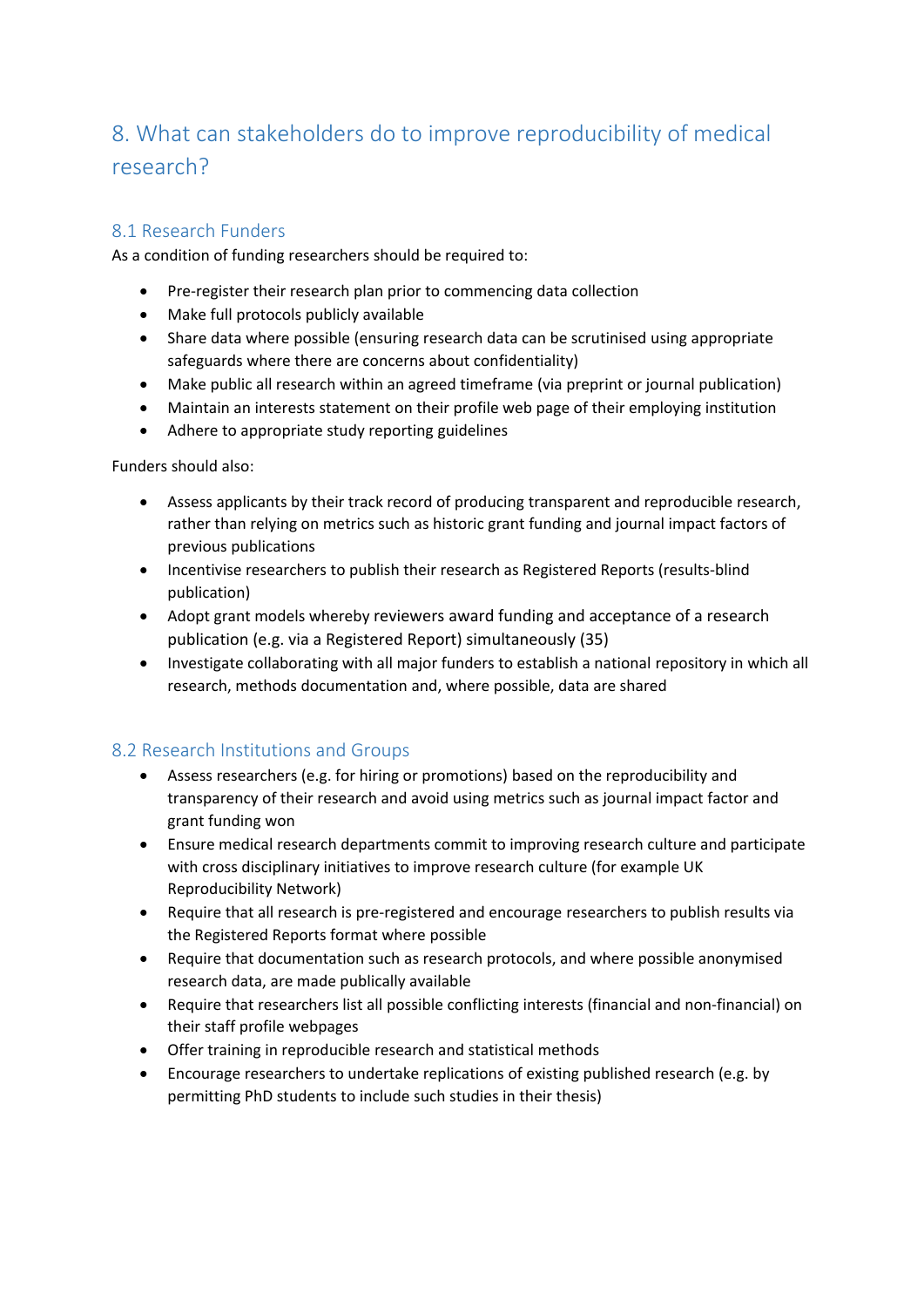## 8. What can stakeholders do to improve reproducibility of medical research?

### 8.1 Research Funders

As a condition of funding researchers should be required to:

- Pre-register their research plan prior to commencing data collection
- Make full protocols publicly available
- Share data where possible (ensuring research data can be scrutinised using appropriate safeguards where there are concerns about confidentiality)
- Make public all research within an agreed timeframe (via preprint or journal publication)
- Maintain an interests statement on their profile web page of their employing institution
- Adhere to appropriate study reporting guidelines

Funders should also:

- Assess applicants by their track record of producing transparent and reproducible research, rather than relying on metrics such as historic grant funding and journal impact factors of previous publications
- Incentivise researchers to publish their research as Registered Reports (results-blind publication)
- Adopt grant models whereby reviewers award funding and acceptance of a research publication (e.g. via a Registered Report) simultaneously (35)
- Investigate collaborating with all major funders to establish a national repository in which all research, methods documentation and, where possible, data are shared

### 8.2 Research Institutions and Groups

- Assess researchers (e.g. for hiring or promotions) based on the reproducibility and transparency of their research and avoid using metrics such as journal impact factor and grant funding won
- Ensure medical research departments commit to improving research culture and participate with cross disciplinary initiatives to improve research culture (for example UK Reproducibility Network)
- Require that all research is pre-registered and encourage researchers to publish results via the Registered Reports format where possible
- Require that documentation such as research protocols, and where possible anonymised research data, are made publically available
- Require that researchers list all possible conflicting interests (financial and non-financial) on their staff profile webpages
- Offer training in reproducible research and statistical methods
- Encourage researchers to undertake replications of existing published research (e.g. by permitting PhD students to include such studies in their thesis)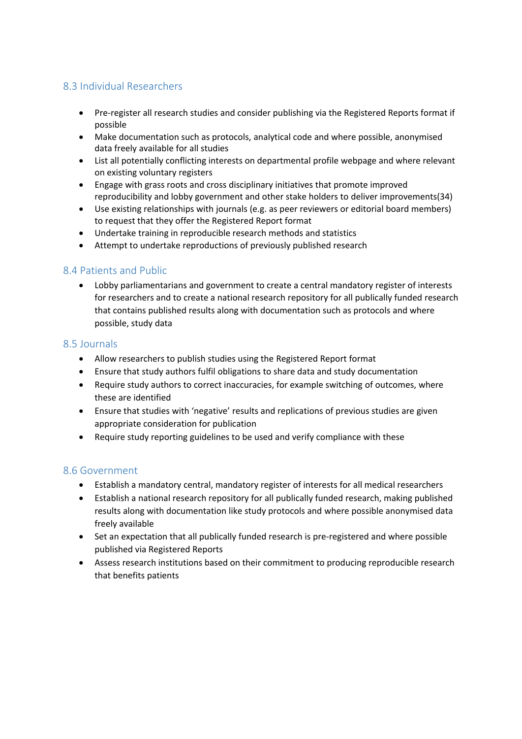## 8.3 Individual Researchers

- Pre-register all research studies and consider publishing via the Registered Reports format if possible
- Make documentation such as protocols, analytical code and where possible, anonymised data freely available for all studies
- List all potentially conflicting interests on departmental profile webpage and where relevant on existing voluntary registers
- Engage with grass roots and cross disciplinary initiatives that promote improved reproducibility and lobby government and other stake holders to deliver improvements(34)
- Use existing relationships with journals (e.g. as peer reviewers or editorial board members) to request that they offer the Registered Report format
- Undertake training in reproducible research methods and statistics
- Attempt to undertake reproductions of previously published research

## 8.4 Patients and Public

- Lobby parliamentarians and government to create a central mandatory register of interests for researchers and to create a national research repository for all publically funded research that contains published results along with documentation such as protocols and where possible, study data

## 8.5 Journals

- Allow researchers to publish studies using the Registered Report format
- Ensure that study authors fulfil obligations to share data and study documentation
- Require study authors to correct inaccuracies, for example switching of outcomes, where these are identified
- Ensure that studies with 'negative' results and replications of previous studies are given appropriate consideration for publication
- Require study reporting guidelines to be used and verify compliance with these

## 8.6 Government

- Establish a mandatory central, mandatory register of interests for all medical researchers
- Establish a national research repository for all publically funded research, making published results along with documentation like study protocols and where possible anonymised data freely available
- Set an expectation that all publically funded research is pre-registered and where possible published via Registered Reports
- Assess research institutions based on their commitment to producing reproducible research that benefits patients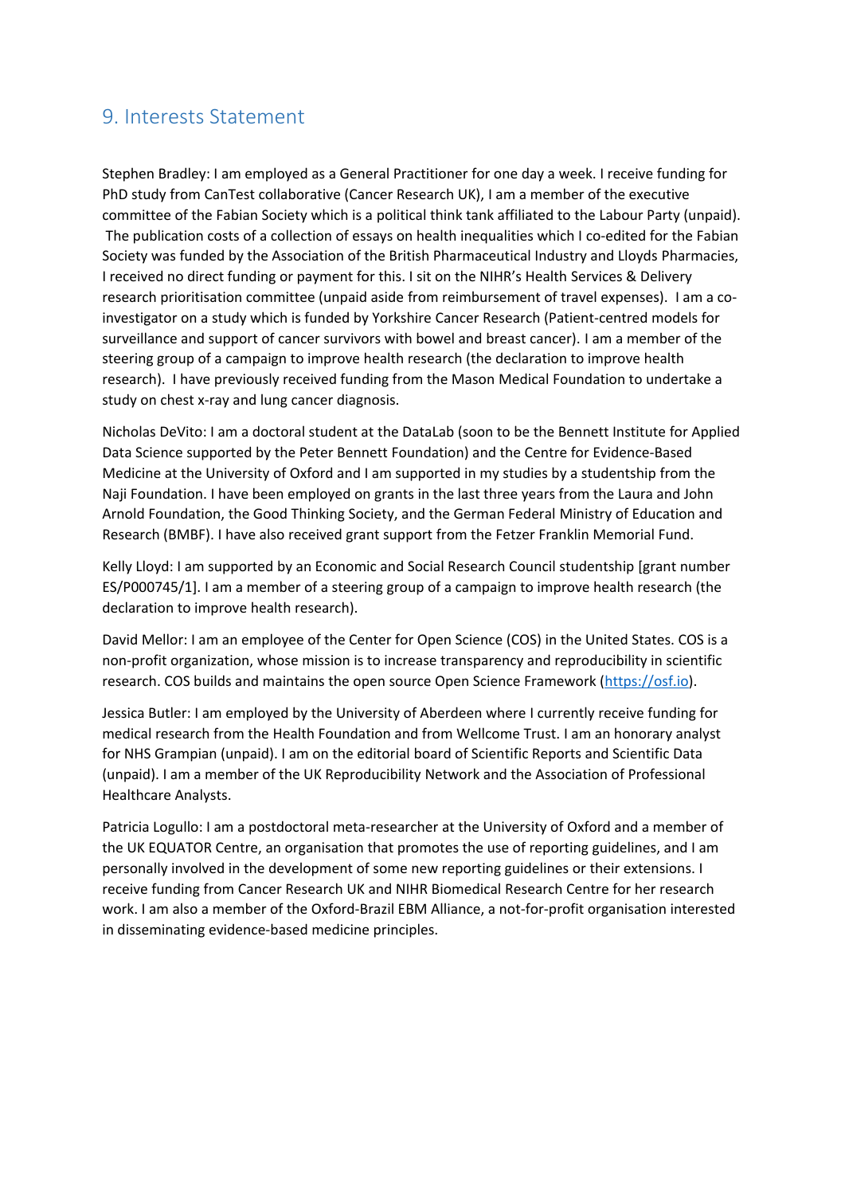## 9. Interests Statement

Stephen Bradley: I am employed as a General Practitioner for one day a week. I receive funding for PhD study from CanTest collaborative (Cancer Research UK), I am a member of the executive committee of the Fabian Society which is a political think tank affiliated to the Labour Party (unpaid). The publication costs of a collection of essays on health inequalities which I co-edited for the Fabian Society was funded by the Association of the British Pharmaceutical Industry and Lloyds Pharmacies, I received no direct funding or payment for this. I sit on the NIHR's Health Services & Delivery research prioritisation committee (unpaid aside from reimbursement of travel expenses). I am a co-investigator on a study which is funded by Yorkshire Cancer Research (Patient-centred models for surveillance and support of cancer survivors with bowel and breast cancer). I am a member of the steering group of a campaign to improve health research (the declaration to improve health research). I have previously received funding from the Mason Medical Foundation to undertake a study on chest x-ray and lung cancer diagnosis.

Nicholas DeVito: I am a doctoral student at the DataLab (soon to be the Bennett Institute for Applied Data Science supported by the Peter Bennett Foundation) and the Centre for Evidence-Based Medicine at the University of Oxford and I am supported in my studies by a studentship from the Naji Foundation. I have been employed on grants in the last three years from the Laura and John Arnold Foundation, the Good Thinking Society, and the German Federal Ministry of Education and Research (BMBF). I have also received grant support from the Fetzer Franklin Memorial Fund.

Kelly Lloyd: I am supported by an Economic and Social Research Council studentship [grant number ES/P000745/1]. I am a member of a steering group of a campaign to improve health research (the declaration to improve health research).

David Mellor: I am an employee of the Center for Open Science (COS) in the United States. COS is a non-profit organization, whose mission is to increase transparency and reproducibility in scientific research. COS builds and maintains the open source Open Science Framework (https://osf.io).

Jessica Butler: I am employed by the University of Aberdeen where I currently receive funding for medical research from the Health Foundation and from Wellcome Trust. I am an honorary analyst for NHS Grampian (unpaid). I am on the editorial board of Scientific Reports and Scientific Data (unpaid). I am a member of the UK Reproducibility Network and the Association of Professional Healthcare Analysts.

Patricia Logullo: I am a postdoctoral meta-researcher at the University of Oxford and a member of the UK EQUATOR Centre, an organisation that promotes the use of reporting guidelines, and I am personally involved in the development of some new reporting guidelines or their extensions. I receive funding from Cancer Research UK and NIHR Biomedical Research Centre for her research work. I am also a member of the Oxford-Brazil EBM Alliance, a not-for-profit organisation interested in disseminating evidence-based medicine principles.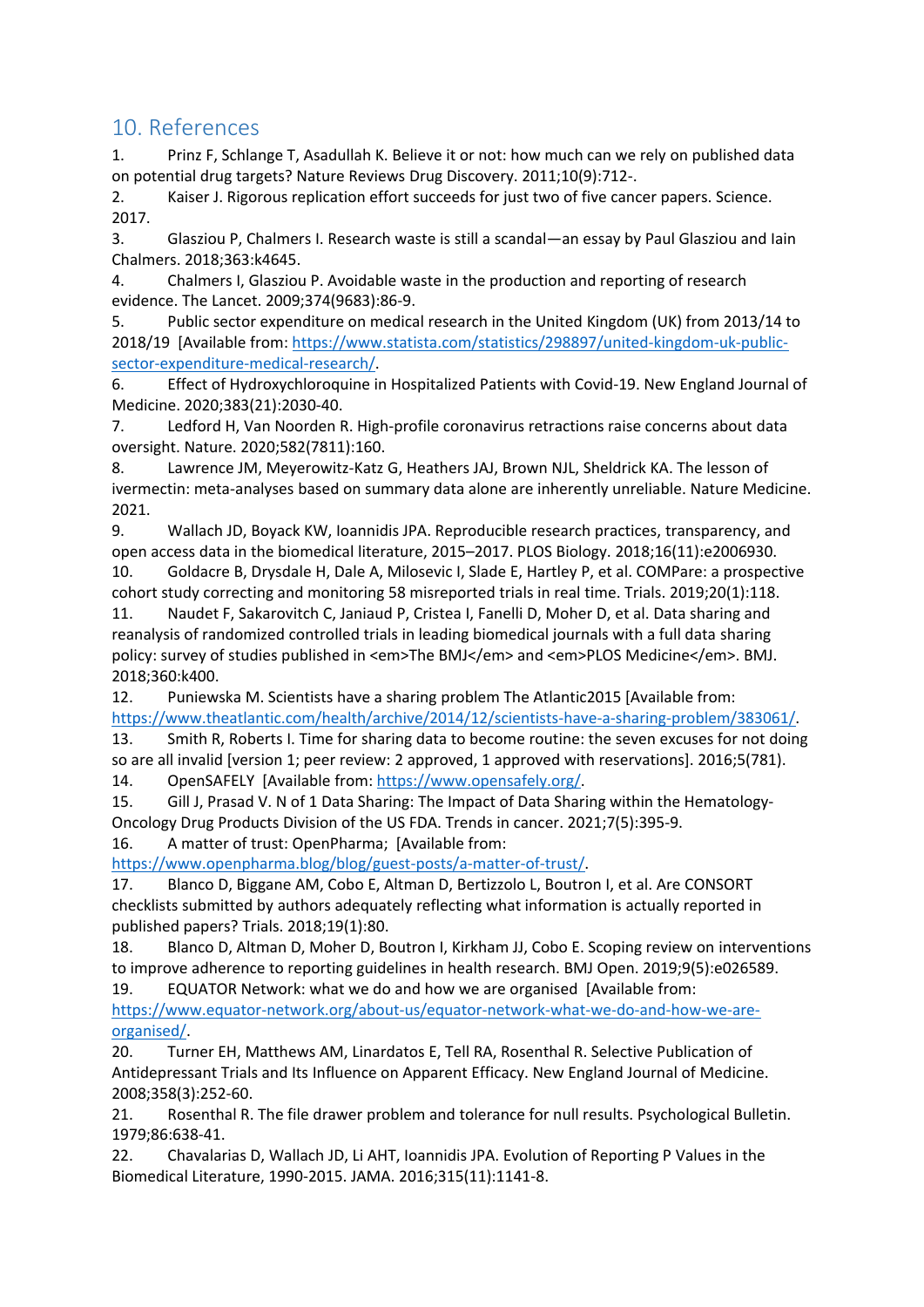## 10. References

1. Prinz F, Schlange T, Asadullah K. Believe it or not: how much can we rely on published data on potential drug targets? Nature Reviews Drug Discovery. 2011;10(9):712-.
2. Kaiser J. Rigorous replication effort succeeds for just two of five cancer papers. Science. 2017.
3. Glasziou P, Chalmers I. Research waste is still a scandal—an essay by Paul Glasziou and Iain Chalmers. 2018;363:k4645.
4. Chalmers I, Glasziou P. Avoidable waste in the production and reporting of research evidence. The Lancet. 2009;374(9683):86-9.
5. Public sector expenditure on medical research in the United Kingdom (UK) from 2013/14 to 2018/19 [Available from: https://www.statista.com/statistics/298897/united-kingdom-uk-public-sector-expenditure-medical-research/.
6. Effect of Hydroxychloroquine in Hospitalized Patients with Covid-19. New England Journal of Medicine. 2020;383(21):2030-40.
7. Ledford H, Van Noorden R. High-profile coronavirus retractions raise concerns about data oversight. Nature. 2020;582(7811):160.
8. Lawrence JM, Meyerowitz-Katz G, Heathers JAJ, Brown NJL, Sheldrick KA. The lesson of ivermectin: meta-analyses based on summary data alone are inherently unreliable. Nature Medicine. 2021.
9. Wallach JD, Boyack KW, Ioannidis JPA. Reproducible research practices, transparency, and open access data in the biomedical literature, 2015–2017. PLOS Biology. 2018;16(11):e2006930.
10. Goldacre B, Drysdale H, Dale A, Milosevic I, Slade E, Hartley P, et al. COMPare: a prospective cohort study correcting and monitoring 58 misreported trials in real time. Trials. 2019;20(1):118.
11. Naudet F, Sakarovitch C, Janiaud P, Cristea I, Fanelli D, Moher D, et al. Data sharing and reanalysis of randomized controlled trials in leading biomedical journals with a full data sharing policy: survey of studies published in <em>The BMJ</em> and <em>PLOS Medicine</em>. BMJ. 2018;360:k400.
12. Puniewska M. Scientists have a sharing problem The Atlantic2015 [Available from: https://www.theatlantic.com/health/archive/2014/12/scientists-have-a-sharing-problem/383061/.
13. Smith R, Roberts I. Time for sharing data to become routine: the seven excuses for not doing so are all invalid [version 1; peer review: 2 approved, 1 approved with reservations]. 2016;5(781).
14. OpenSAFELY [Available from: https://www.opensafely.org/.
15. Gill J, Prasad V. N of 1 Data Sharing: The Impact of Data Sharing within the Hematology-Oncology Drug Products Division of the US FDA. Trends in cancer. 2021;7(5):395-9.
16. A matter of trust: OpenPharma; [Available from: https://www.openpharma.blog/blog/guest-posts/a-matter-of-trust/.
17. Blanco D, Biggane AM, Cobo E, Altman D, Bertizzolo L, Boutron I, et al. Are CONSORT checklists submitted by authors adequately reflecting what information is actually reported in published papers? Trials. 2018;19(1):80.
18. Blanco D, Altman D, Moher D, Boutron I, Kirkham JJ, Cobo E. Scoping review on interventions to improve adherence to reporting guidelines in health research. BMJ Open. 2019;9(5):e026589.
19. EQUATOR Network: what we do and how we are organised [Available from: https://www.equator-network.org/about-us/equator-network-what-we-do-and-how-we-are-organised/.
20. Turner EH, Matthews AM, Linardatos E, Tell RA, Rosenthal R. Selective Publication of Antidepressant Trials and Its Influence on Apparent Efficacy. New England Journal of Medicine. 2008;358(3):252-60.
21. Rosenthal R. The file drawer problem and tolerance for null results. Psychological Bulletin. 1979;86:638-41.
22. Chavalarias D, Wallach JD, Li AHT, Ioannidis JPA. Evolution of Reporting P Values in the Biomedical Literature, 1990-2015. JAMA. 2016;315(11):1141-8.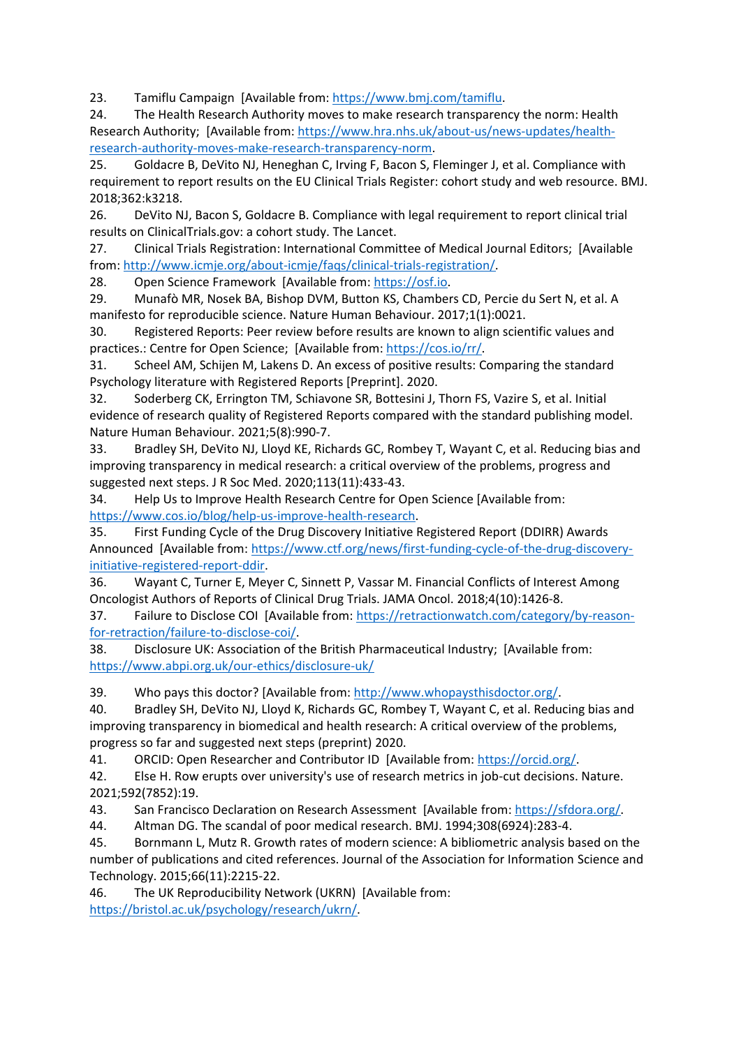23. Tamiflu Campaign [Available from: https://www.bmj.com/tamiflu.
24. The Health Research Authority moves to make research transparency the norm: Health Research Authority; [Available from: https://www.hra.nhs.uk/about-us/news-updates/health-research-authority-moves-make-research-transparency-norm.
25. Goldacre B, DeVito NJ, Heneghan C, Irving F, Bacon S, Fleminger J, et al. Compliance with requirement to report results on the EU Clinical Trials Register: cohort study and web resource. BMJ. 2018;362:k3218.
26. DeVito NJ, Bacon S, Goldacre B. Compliance with legal requirement to report clinical trial results on ClinicalTrials.gov: a cohort study. The Lancet.
27. Clinical Trials Registration: International Committee of Medical Journal Editors; [Available from: http://www.icmje.org/about-icmje/faqs/clinical-trials-registration/.
28. Open Science Framework [Available from: https://osf.io.
29. Munafò MR, Nosek BA, Bishop DVM, Button KS, Chambers CD, Percie du Sert N, et al. A manifesto for reproducible science. Nature Human Behaviour. 2017;1(1):0021.
30. Registered Reports: Peer review before results are known to align scientific values and practices.: Centre for Open Science; [Available from: https://cos.io/rr/.
31. Scheel AM, Schijen M, Lakens D. An excess of positive results: Comparing the standard Psychology literature with Registered Reports [Preprint]. 2020.
32. Soderberg CK, Errington TM, Schiavone SR, Bottesini J, Thorn FS, Vazire S, et al. Initial evidence of research quality of Registered Reports compared with the standard publishing model. Nature Human Behaviour. 2021;5(8):990-7.
33. Bradley SH, DeVito NJ, Lloyd KE, Richards GC, Rombey T, Wayant C, et al. Reducing bias and improving transparency in medical research: a critical overview of the problems, progress and suggested next steps. J R Soc Med. 2020;113(11):433-43.
34. Help Us to Improve Health Research Centre for Open Science [Available from: https://www.cos.io/blog/help-us-improve-health-research.
35. First Funding Cycle of the Drug Discovery Initiative Registered Report (DDIRR) Awards Announced [Available from: https://www.ctf.org/news/first-funding-cycle-of-the-drug-discovery-initiative-registered-report-ddir.
36. Wayant C, Turner E, Meyer C, Sinnett P, Vassar M. Financial Conflicts of Interest Among Oncologist Authors of Reports of Clinical Drug Trials. JAMA Oncol. 2018;4(10):1426-8.
37. Failure to Disclose COI [Available from: https://retractionwatch.com/category/by-reason-for-retraction/failure-to-disclose-coi/.
38. Disclosure UK: Association of the British Pharmaceutical Industry; [Available from: https://www.abpi.org.uk/our-ethics/disclosure-uk/
39. Who pays this doctor? [Available from: http://www.whopaysthisdoctor.org/.
40. Bradley SH, DeVito NJ, Lloyd K, Richards GC, Rombey T, Wayant C, et al. Reducing bias and improving transparency in biomedical and health research: A critical overview of the problems, progress so far and suggested next steps (preprint) 2020.
41. ORCID: Open Researcher and Contributor ID [Available from: https://orcid.org/.
42. Else H. Row erupts over university's use of research metrics in job-cut decisions. Nature. 2021;592(7852):19.
43. San Francisco Declaration on Research Assessment [Available from: https://sfdora.org/.
44. Altman DG. The scandal of poor medical research. BMJ. 1994;308(6924):283-4.
45. Bornmann L, Mutz R. Growth rates of modern science: A bibliometric analysis based on the number of publications and cited references. Journal of the Association for Information Science and Technology. 2015;66(11):2215-22.
46. The UK Reproducibility Network (UKRN) [Available from: https://bristol.ac.uk/psychology/research/ukrn/.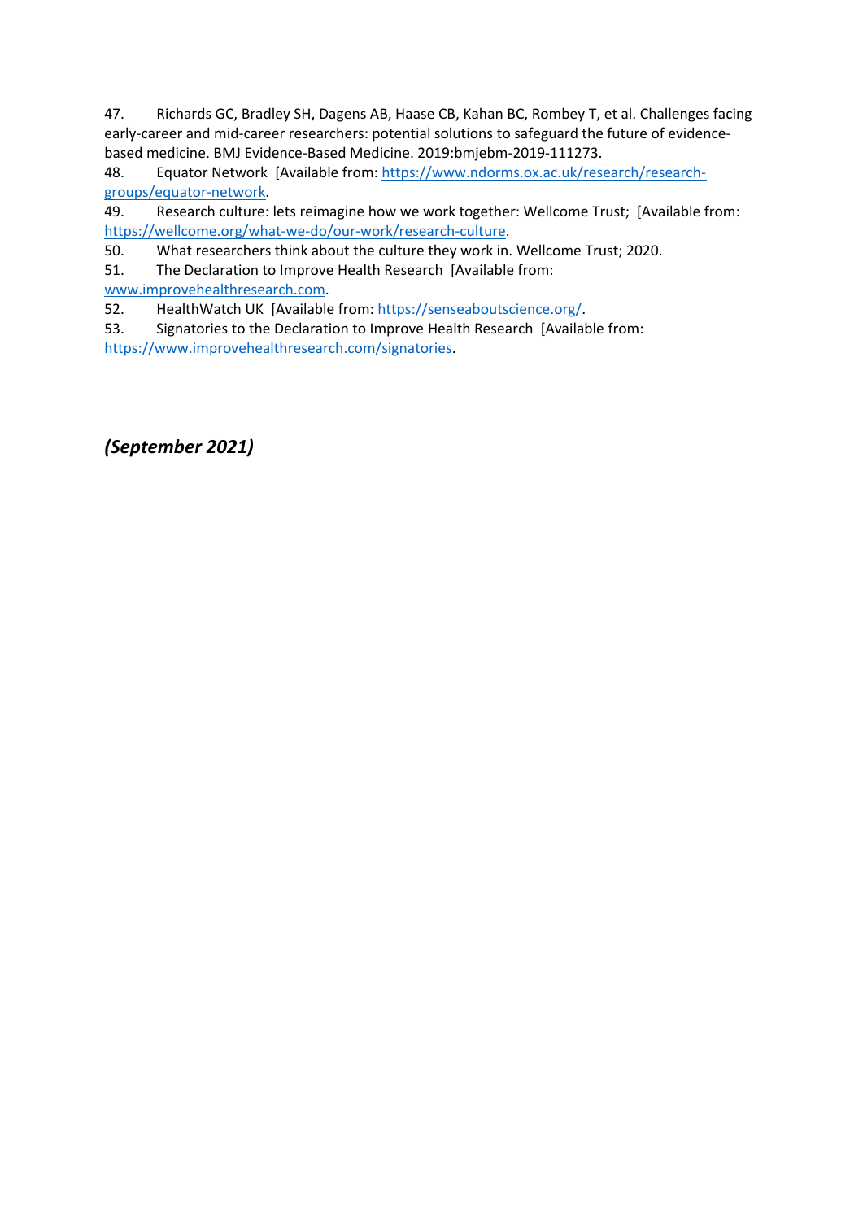47. Richards GC, Bradley SH, Dagens AB, Haase CB, Kahan BC, Rombey T, et al. Challenges facing early-career and mid-career researchers: potential solutions to safeguard the future of evidence-based medicine. BMJ Evidence-Based Medicine. 2019:bmjebm-2019-111273.
48. Equator Network [Available from: https://www.ndorms.ox.ac.uk/research/research-groups/equator-network.
49. Research culture: lets reimagine how we work together: Wellcome Trust; [Available from: https://wellcome.org/what-we-do/our-work/research-culture.
50. What researchers think about the culture they work in. Wellcome Trust; 2020.
51. The Declaration to Improve Health Research [Available from: www.improvehealthresearch.com.
52. HealthWatch UK [Available from: https://senseaboutscience.org/.
53. Signatories to the Declaration to Improve Health Research [Available from: https://www.improvehealthresearch.com/signatories.

***(September 2021)***